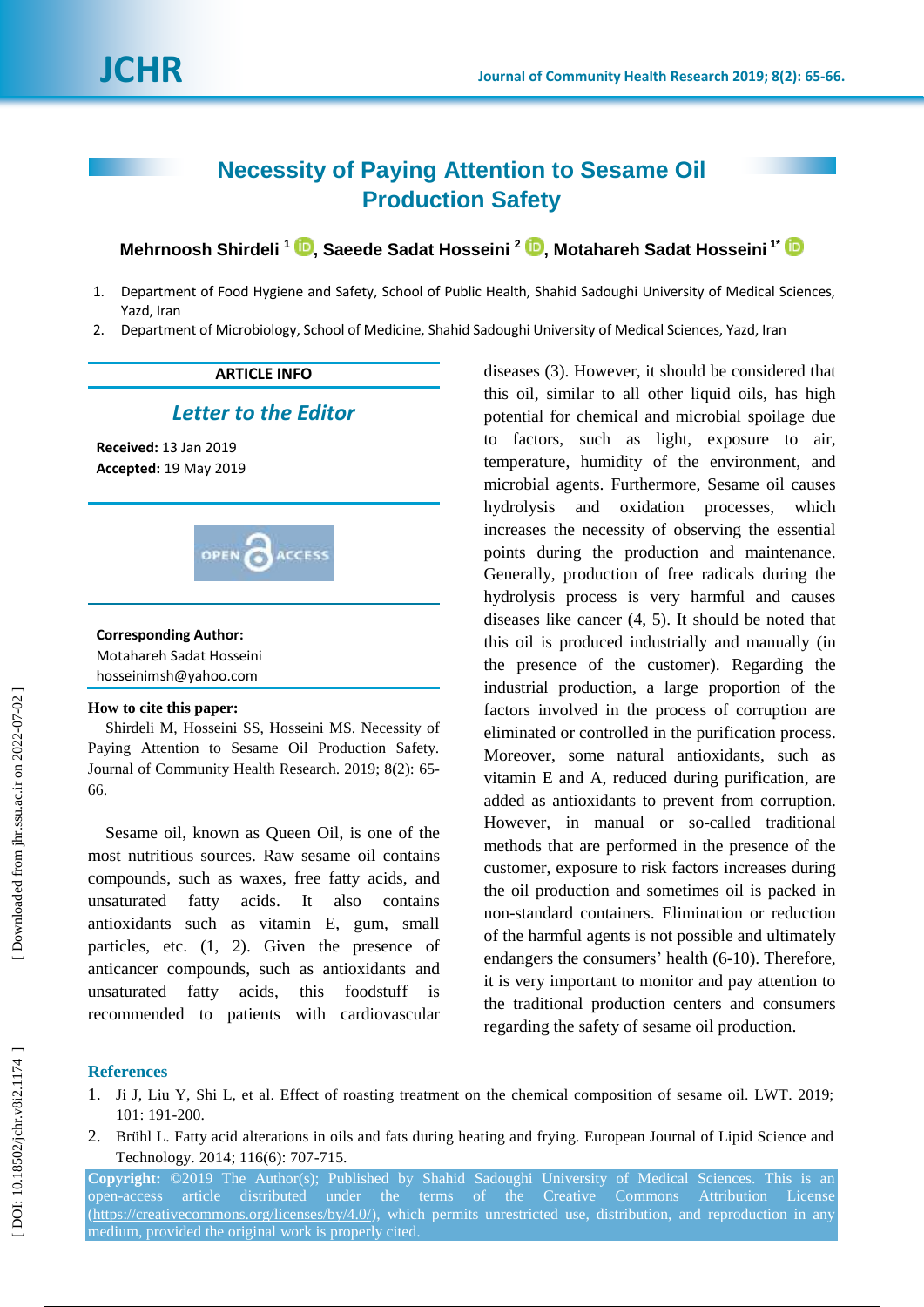# Necessity of Paying Attention to Sesame Oil Production Safety

**Mehrnoosh Shirdeli [1], Saeede Sadat Hosseini [2], Motahareh Sadat Hosseini [1*]**

1. Department of Food Hygiene and Safety, School of Public Health, Shahid Sadoughi University of Medical Sciences, Yazd, Iran
2. Department of Microbiology, School of Medicine, Shahid Sadoughi University of Medical Sciences, Yazd, Iran

**ARTICLE INFO**

*Letter to the Editor*

**Received:** 13 Jan 2019
**Accepted:** 19 May 2019

OPEN ACCESS

**Corresponding Author:**
Motahareh Sadat Hosseini
hosseinimsh@yahoo.com

**How to cite this paper:**
Shirdeli M, Hosseini SS, Hosseini MS. Necessity of Paying Attention to Sesame Oil Production Safety. Journal of Community Health Research. 2019; 8(2): 65-66.

Sesame oil, known as Queen Oil, is one of the most nutritious sources. Raw sesame oil contains compounds, such as waxes, free fatty acids, and unsaturated fatty acids. It also contains antioxidants such as vitamin E, gum, small particles, etc. (1, 2). Given the presence of anticancer compounds, such as antioxidants and unsaturated fatty acids, this foodstuff is recommended to patients with cardiovascular diseases (3). However, it should be considered that this oil, similar to all other liquid oils, has high potential for chemical and microbial spoilage due to factors, such as light, exposure to air, temperature, humidity of the environment, and microbial agents. Furthermore, Sesame oil causes hydrolysis and oxidation processes, which increases the necessity of observing the essential points during the production and maintenance. Generally, production of free radicals during the hydrolysis process is very harmful and causes diseases like cancer (4, 5). It should be noted that this oil is produced industrially and manually (in the presence of the customer). Regarding the industrial production, a large proportion of the factors involved in the process of corruption are eliminated or controlled in the purification process. Moreover, some natural antioxidants, such as vitamin E and A, reduced during purification, are added as antioxidants to prevent from corruption. However, in manual or so-called traditional methods that are performed in the presence of the customer, exposure to risk factors increases during the oil production and sometimes oil is packed in non-standard containers. Elimination or reduction of the harmful agents is not possible and ultimately endangers the consumers' health (6-10). Therefore, it is very important to monitor and pay attention to the traditional production centers and consumers regarding the safety of sesame oil production.

## References

1. Ji J, Liu Y, Shi L, et al. Effect of roasting treatment on the chemical composition of sesame oil. LWT. 2019; 101: 191-200.
2. Brühl L. Fatty acid alterations in oils and fats during heating and frying. European Journal of Lipid Science and Technology. 2014; 116(6): 707-715.

**Copyright:** ©2019 The Author(s); Published by Shahid Sadoughi University of Medical Sciences. This is an open-access article distributed under the terms of the Creative Commons Attribution License (https://creativecommons.org/licenses/by/4.0/), which permits unrestricted use, distribution, and reproduction in any medium, provided the original work is properly cited.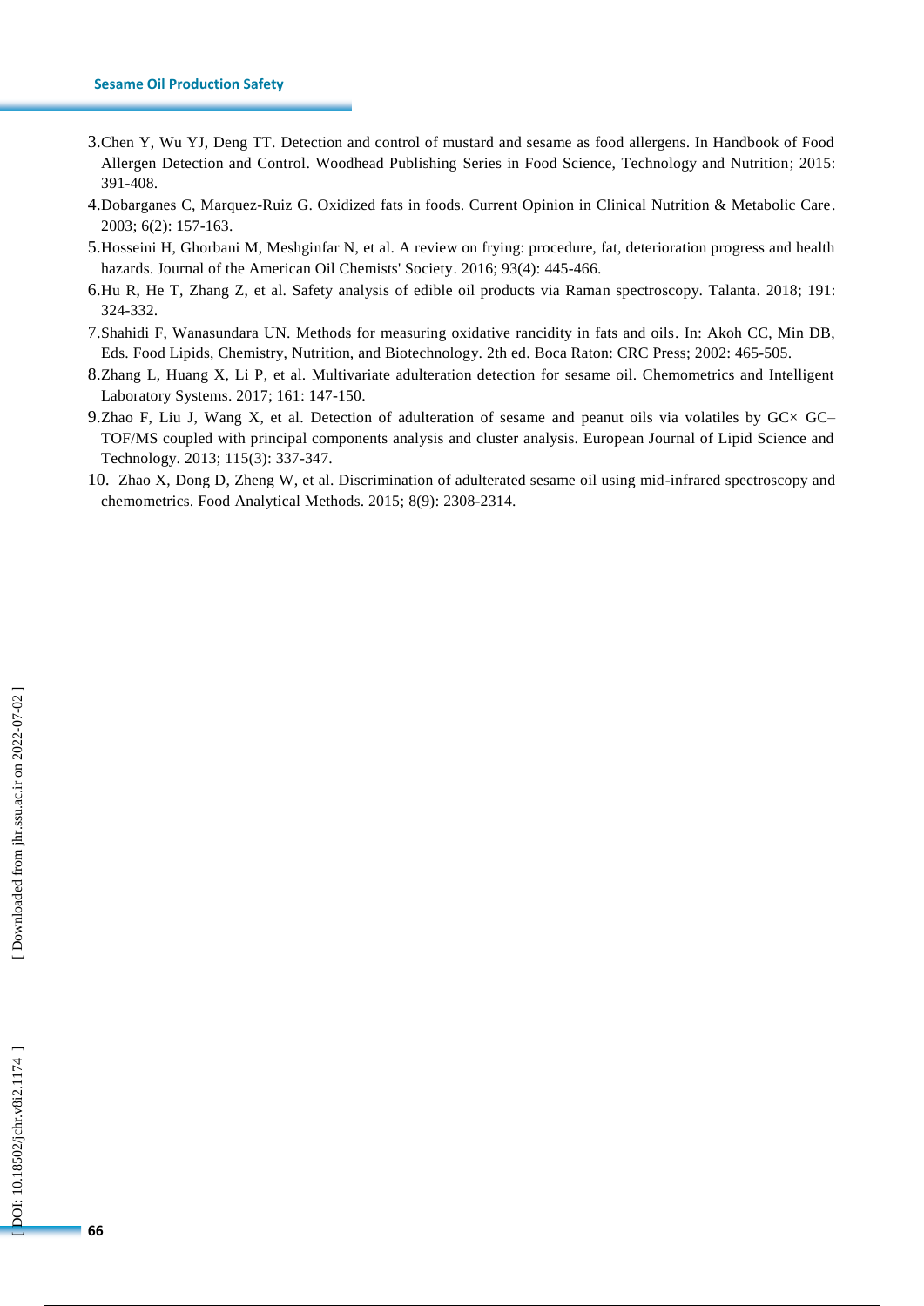3. Chen Y, Wu YJ, Deng TT. Detection and control of mustard and sesame as food allergens. In Handbook of Food Allergen Detection and Control. Woodhead Publishing Series in Food Science, Technology and Nutrition; 2015: 391-408.
4. Dobarganes C, Marquez-Ruiz G. Oxidized fats in foods. Current Opinion in Clinical Nutrition & Metabolic Care. 2003; 6(2): 157-163.
5. Hosseini H, Ghorbani M, Meshginfar N, et al. A review on frying: procedure, fat, deterioration progress and health hazards. Journal of the American Oil Chemists' Society. 2016; 93(4): 445-466.
6. Hu R, He T, Zhang Z, et al. Safety analysis of edible oil products via Raman spectroscopy. Talanta. 2018; 191: 324-332.
7. Shahidi F, Wanasundara UN. Methods for measuring oxidative rancidity in fats and oils. In: Akoh CC, Min DB, Eds. Food Lipids, Chemistry, Nutrition, and Biotechnology. 2th ed. Boca Raton: CRC Press; 2002: 465-505.
8. Zhang L, Huang X, Li P, et al. Multivariate adulteration detection for sesame oil. Chemometrics and Intelligent Laboratory Systems. 2017; 161: 147-150.
9. Zhao F, Liu J, Wang X, et al. Detection of adulteration of sesame and peanut oils via volatiles by GC× GC–TOF/MS coupled with principal components analysis and cluster analysis. European Journal of Lipid Science and Technology. 2013; 115(3): 337-347.
10. Zhao X, Dong D, Zheng W, et al. Discrimination of adulterated sesame oil using mid-infrared spectroscopy and chemometrics. Food Analytical Methods. 2015; 8(9): 2308-2314.